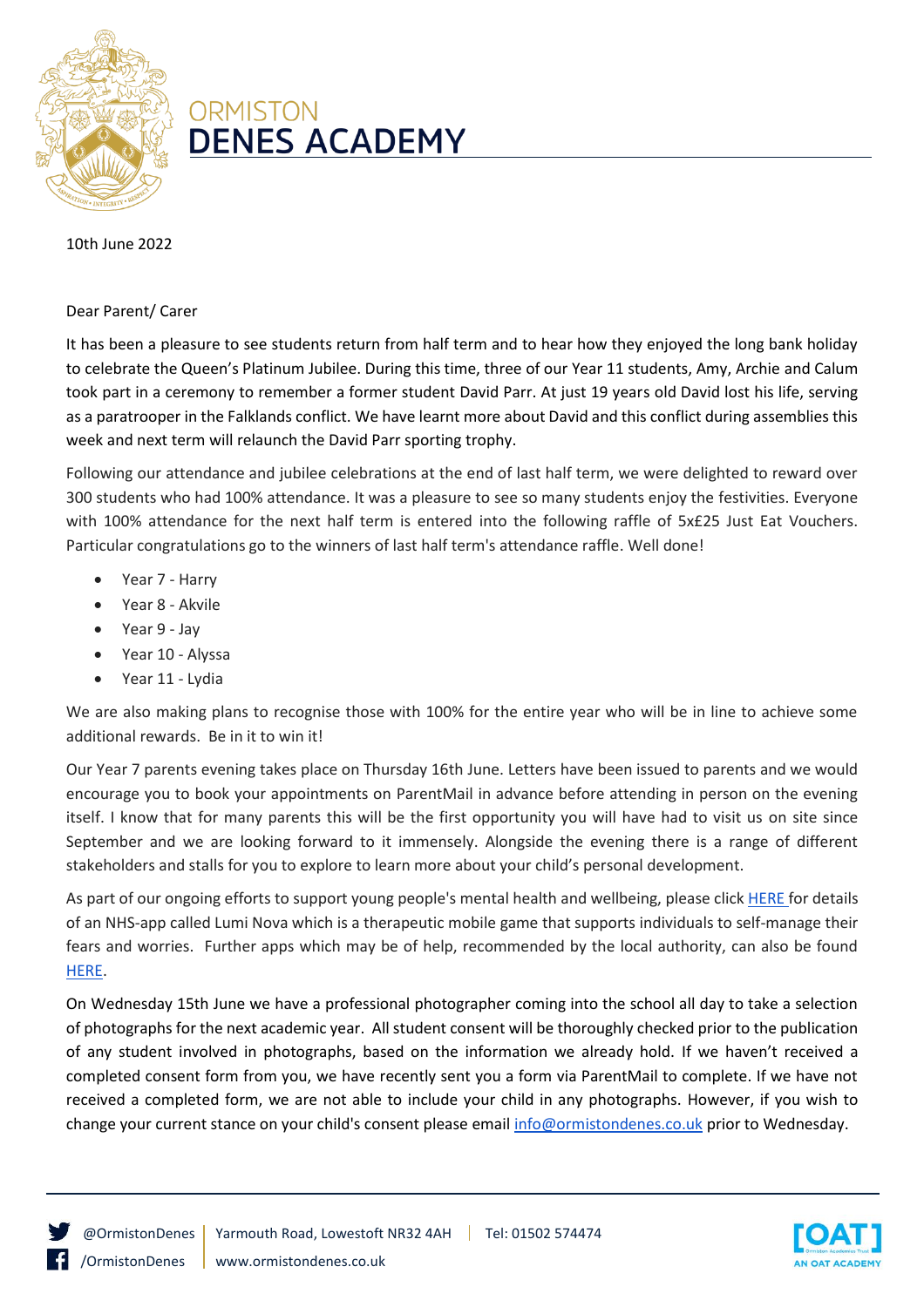# ORMISTON DENES ACADEMY

10th June 2022

Dear Parent/ Carer

It has been a pleasure to see students return from half term and to hear how they enjoyed the long bank holiday to celebrate the Queen's Platinum Jubilee. During this time, three of our Year 11 students, Amy, Archie and Calum took part in a ceremony to remember a former student David Parr. At just 19 years old David lost his life, serving as a paratrooper in the Falklands conflict. We have learnt more about David and this conflict during assemblies this week and next term will relaunch the David Parr sporting trophy.

Following our attendance and jubilee celebrations at the end of last half term, we were delighted to reward over 300 students who had 100% attendance. It was a pleasure to see so many students enjoy the festivities. Everyone with 100% attendance for the next half term is entered into the following raffle of 5x£25 Just Eat Vouchers. Particular congratulations go to the winners of last half term's attendance raffle. Well done!

- Year 7 - Harry
- Year 8 - Akvile
- Year 9 - Jay
- Year 10 - Alyssa
- Year 11 - Lydia

We are also making plans to recognise those with 100% for the entire year who will be in line to achieve some additional rewards. Be in it to win it!

Our Year 7 parents evening takes place on Thursday 16th June. Letters have been issued to parents and we would encourage you to book your appointments on ParentMail in advance before attending in person on the evening itself. I know that for many parents this will be the first opportunity you will have had to visit us on site since September and we are looking forward to it immensely. Alongside the evening there is a range of different stakeholders and stalls for you to explore to learn more about your child's personal development.

As part of our ongoing efforts to support young people's mental health and wellbeing, please click HERE for details of an NHS-app called Lumi Nova which is a therapeutic mobile game that supports individuals to self-manage their fears and worries. Further apps which may be of help, recommended by the local authority, can also be found HERE.

On Wednesday 15th June we have a professional photographer coming into the school all day to take a selection of photographs for the next academic year. All student consent will be thoroughly checked prior to the publication of any student involved in photographs, based on the information we already hold. If we haven't received a completed consent form from you, we have recently sent you a form via ParentMail to complete. If we have not received a completed form, we are not able to include your child in any photographs. However, if you wish to change your current stance on your child's consent please email info@ormistondenes.co.uk prior to Wednesday.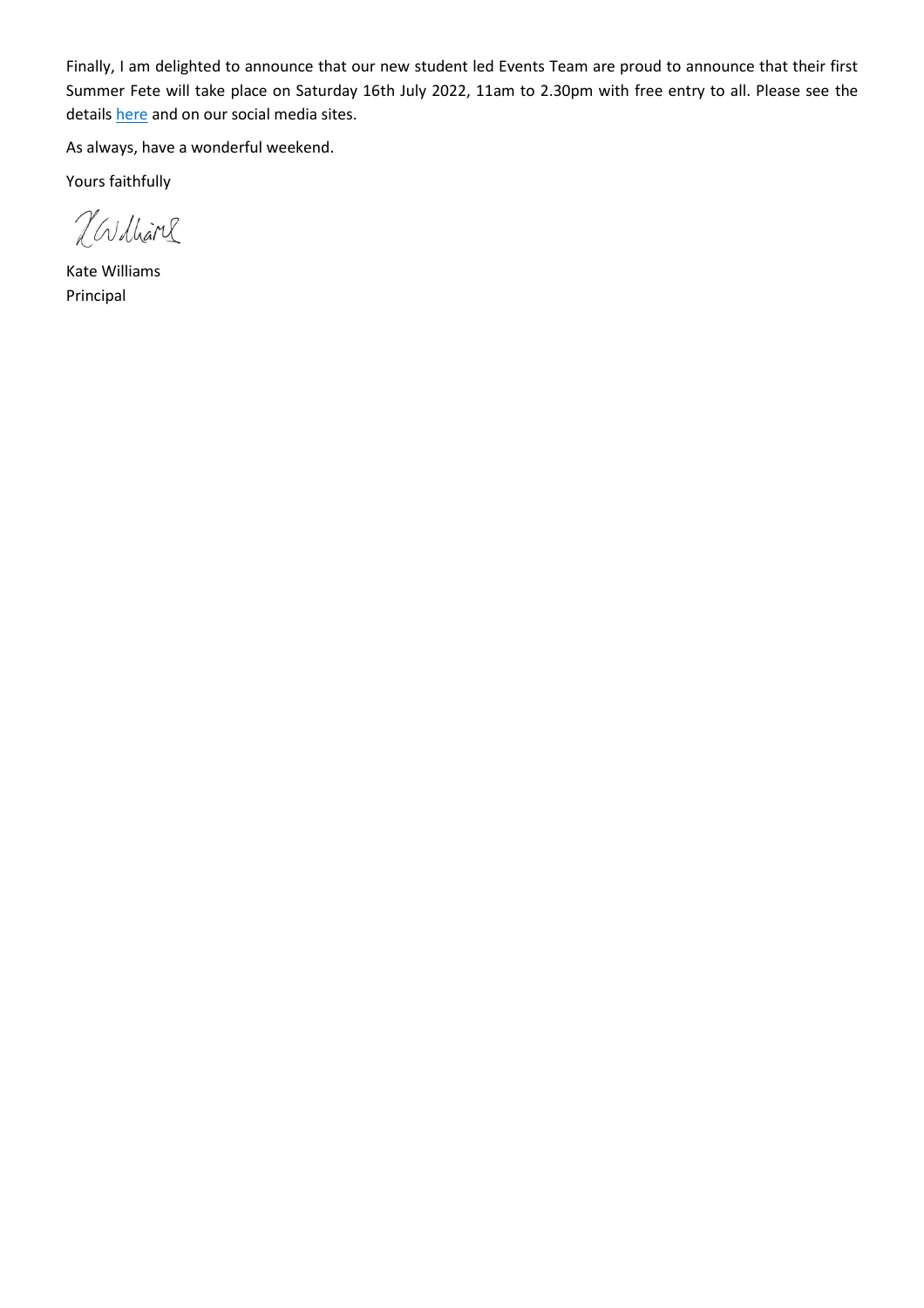Finally, I am delighted to announce that our new student led Events Team are proud to announce that their first Summer Fete will take place on Saturday 16th July 2022, 11am to 2.30pm with free entry to all. Please see the details here and on our social media sites.

As always, have a wonderful weekend.

Yours faithfully

Kate Williams
Principal